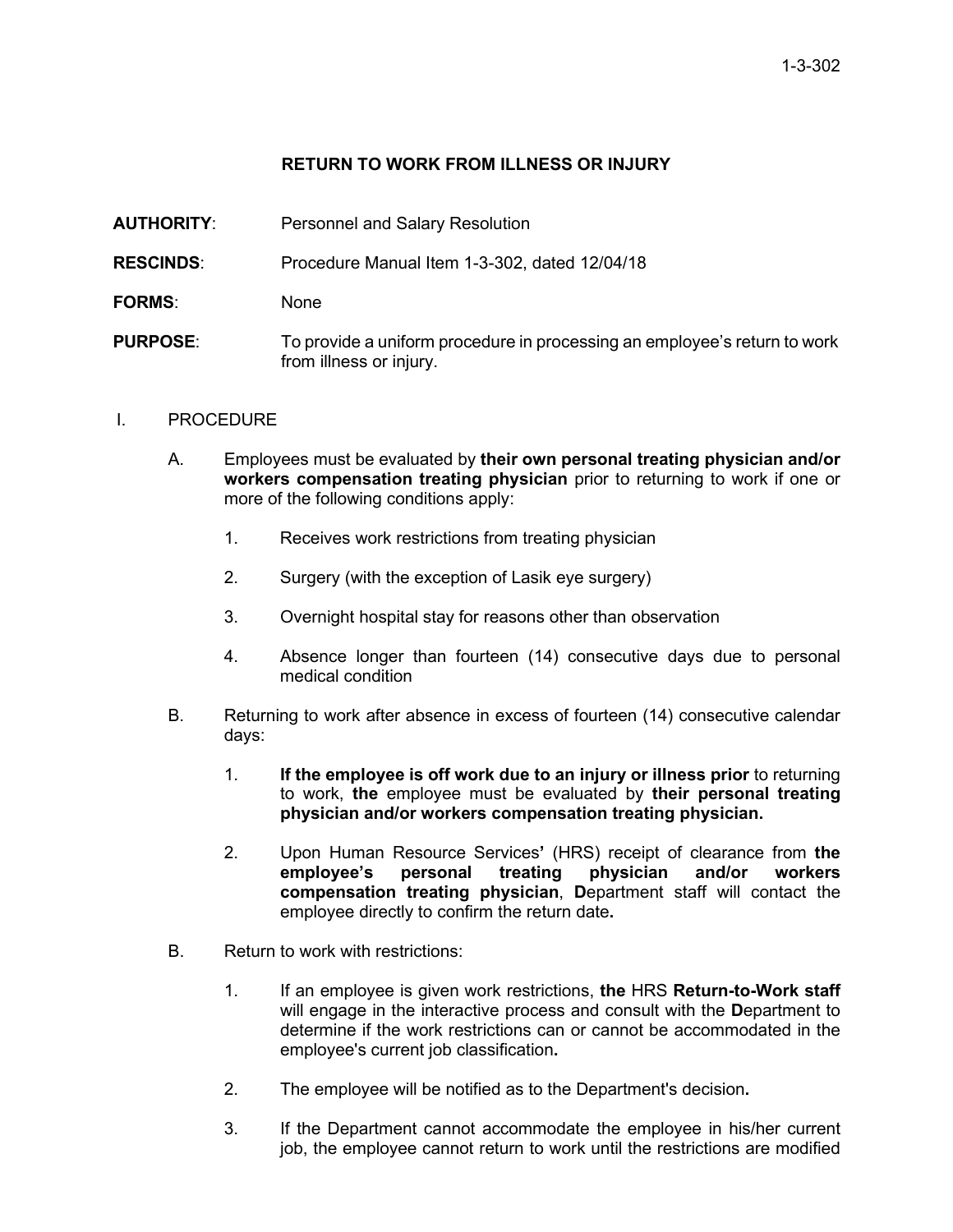1-3-302

# RETURN TO WORK FROM ILLNESS OR INJURY

**AUTHORITY**: Personnel and Salary Resolution

**RESCINDS**: Procedure Manual Item 1-3-302, dated 12/04/18

**FORMS**: None

**PURPOSE**: To provide a uniform procedure in processing an employee's return to work from illness or injury.

I. PROCEDURE

A. Employees must be evaluated by **their own personal treating physician and/or workers compensation treating physician** prior to returning to work if one or more of the following conditions apply:

1. Receives work restrictions from treating physician

2. Surgery (with the exception of Lasik eye surgery)

3. Overnight hospital stay for reasons other than observation

4. Absence longer than fourteen (14) consecutive days due to personal medical condition

B. Returning to work after absence in excess of fourteen (14) consecutive calendar days:

1. **If the employee is off work due to an injury or illness prior** to returning to work, **the** employee must be evaluated by **their personal treating physician and/or workers compensation treating physician.**

2. Upon Human Resource Services**'** (HRS) receipt of clearance from **the employee's personal treating physician and/or workers compensation treating physician**, **D**epartment staff will contact the employee directly to confirm the return date**.**

B. Return to work with restrictions:

1. If an employee is given work restrictions, **the** HRS **Return-to-Work staff** will engage in the interactive process and consult with the **D**epartment to determine if the work restrictions can or cannot be accommodated in the employee's current job classification**.**

2. The employee will be notified as to the Department's decision**.**

3. If the Department cannot accommodate the employee in his/her current job, the employee cannot return to work until the restrictions are modified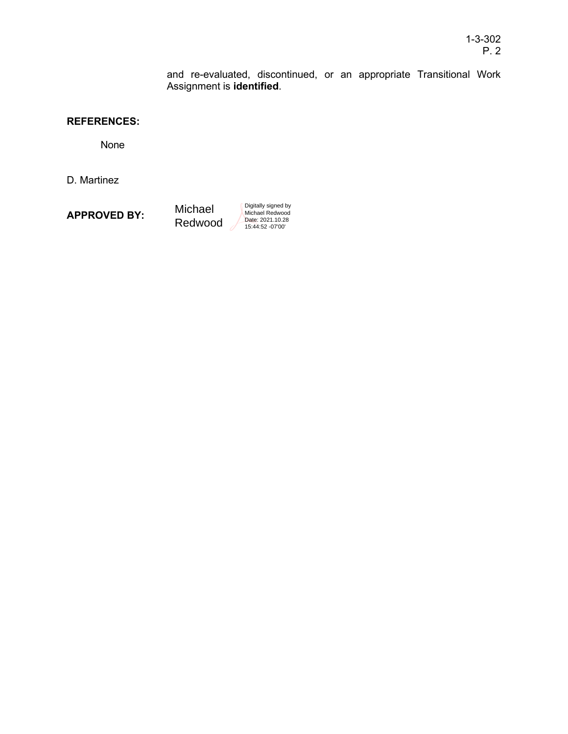and re-evaluated, discontinued, or an appropriate Transitional Work Assignment is **identified**.

**REFERENCES:**

None

D. Martinez

**APPROVED BY:** Michael Redwood

Digitally signed by Michael Redwood
Date: 2021.10.28 15:44:52 -07'00'